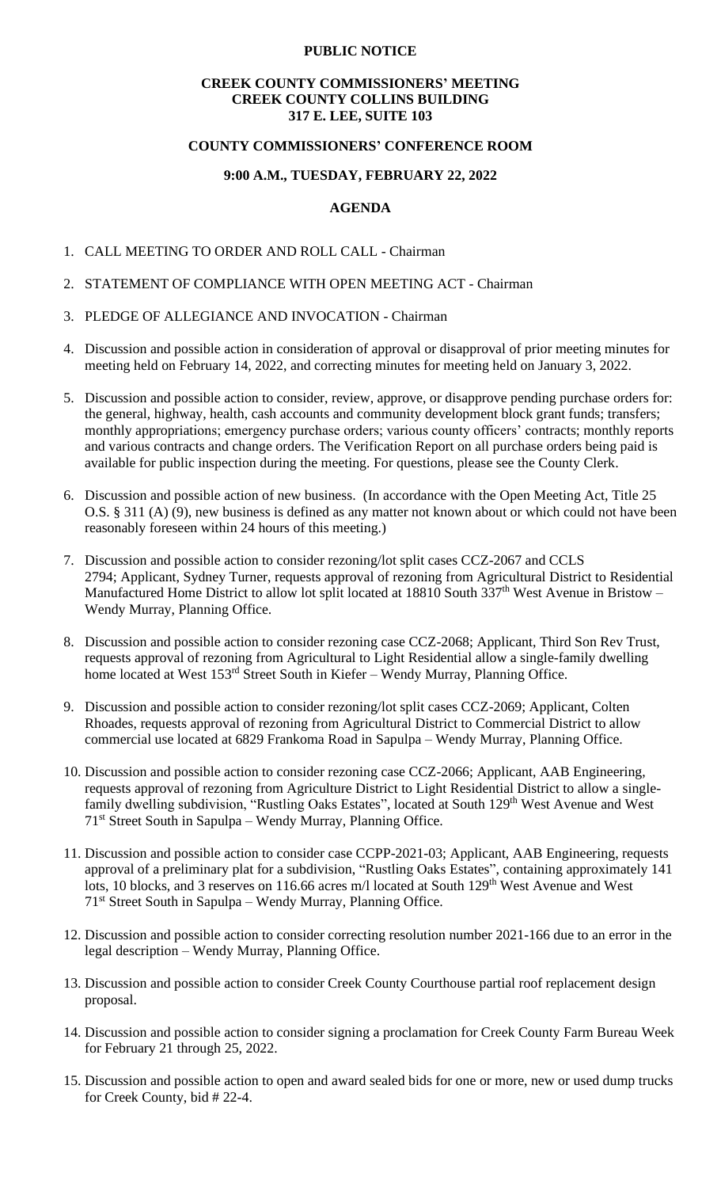**PUBLIC NOTICE**

**CREEK COUNTY COMMISSIONERS' MEETING**
**CREEK COUNTY COLLINS BUILDING**
**317 E. LEE, SUITE 103**

**COUNTY COMMISSIONERS' CONFERENCE ROOM**

**9:00 A.M., TUESDAY, FEBRUARY 22, 2022**

**AGENDA**

1. CALL MEETING TO ORDER AND ROLL CALL - Chairman
2. STATEMENT OF COMPLIANCE WITH OPEN MEETING ACT - Chairman
3. PLEDGE OF ALLEGIANCE AND INVOCATION - Chairman
4. Discussion and possible action in consideration of approval or disapproval of prior meeting minutes for meeting held on February 14, 2022, and correcting minutes for meeting held on January 3, 2022.
5. Discussion and possible action to consider, review, approve, or disapprove pending purchase orders for: the general, highway, health, cash accounts and community development block grant funds; transfers; monthly appropriations; emergency purchase orders; various county officers' contracts; monthly reports and various contracts and change orders. The Verification Report on all purchase orders being paid is available for public inspection during the meeting. For questions, please see the County Clerk.
6. Discussion and possible action of new business. (In accordance with the Open Meeting Act, Title 25 O.S. § 311 (A) (9), new business is defined as any matter not known about or which could not have been reasonably foreseen within 24 hours of this meeting.)
7. Discussion and possible action to consider rezoning/lot split cases CCZ-2067 and CCLS 2794; Applicant, Sydney Turner, requests approval of rezoning from Agricultural District to Residential Manufactured Home District to allow lot split located at 18810 South 337th West Avenue in Bristow – Wendy Murray, Planning Office.
8. Discussion and possible action to consider rezoning case CCZ-2068; Applicant, Third Son Rev Trust, requests approval of rezoning from Agricultural to Light Residential allow a single-family dwelling home located at West 153rd Street South in Kiefer – Wendy Murray, Planning Office.
9. Discussion and possible action to consider rezoning/lot split cases CCZ-2069; Applicant, Colten Rhoades, requests approval of rezoning from Agricultural District to Commercial District to allow commercial use located at 6829 Frankoma Road in Sapulpa – Wendy Murray, Planning Office.
10. Discussion and possible action to consider rezoning case CCZ-2066; Applicant, AAB Engineering, requests approval of rezoning from Agriculture District to Light Residential District to allow a single-family dwelling subdivision, "Rustling Oaks Estates", located at South 129th West Avenue and West 71st Street South in Sapulpa – Wendy Murray, Planning Office.
11. Discussion and possible action to consider case CCPP-2021-03; Applicant, AAB Engineering, requests approval of a preliminary plat for a subdivision, "Rustling Oaks Estates", containing approximately 141 lots, 10 blocks, and 3 reserves on 116.66 acres m/l located at South 129th West Avenue and West 71st Street South in Sapulpa – Wendy Murray, Planning Office.
12. Discussion and possible action to consider correcting resolution number 2021-166 due to an error in the legal description – Wendy Murray, Planning Office.
13. Discussion and possible action to consider Creek County Courthouse partial roof replacement design proposal.
14. Discussion and possible action to consider signing a proclamation for Creek County Farm Bureau Week for February 21 through 25, 2022.
15. Discussion and possible action to open and award sealed bids for one or more, new or used dump trucks for Creek County, bid # 22-4.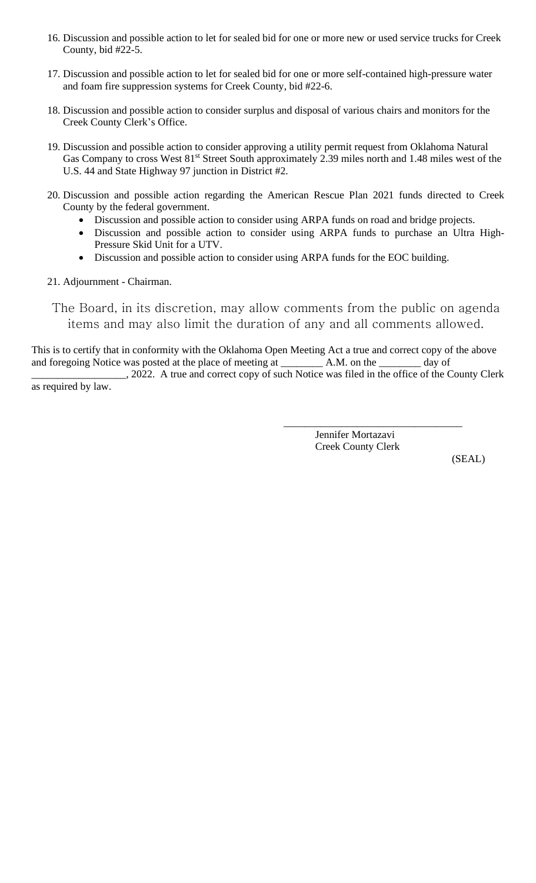16. Discussion and possible action to let for sealed bid for one or more new or used service trucks for Creek County, bid #22-5.

17. Discussion and possible action to let for sealed bid for one or more self-contained high-pressure water and foam fire suppression systems for Creek County, bid #22-6.

18. Discussion and possible action to consider surplus and disposal of various chairs and monitors for the Creek County Clerk's Office.

19. Discussion and possible action to consider approving a utility permit request from Oklahoma Natural Gas Company to cross West 81st Street South approximately 2.39 miles north and 1.48 miles west of the U.S. 44 and State Highway 97 junction in District #2.

20. Discussion and possible action regarding the American Rescue Plan 2021 funds directed to Creek County by the federal government.
    - Discussion and possible action to consider using ARPA funds on road and bridge projects.
    - Discussion and possible action to consider using ARPA funds to purchase an Ultra High-Pressure Skid Unit for a UTV.
    - Discussion and possible action to consider using ARPA funds for the EOC building.

21. Adjournment - Chairman.

The Board, in its discretion, may allow comments from the public on agenda items and may also limit the duration of any and all comments allowed.

This is to certify that in conformity with the Oklahoma Open Meeting Act a true and correct copy of the above and foregoing Notice was posted at the place of meeting at ________ A.M. on the ________ day of __________________, 2022. A true and correct copy of such Notice was filed in the office of the County Clerk as required by law.

__________________________________

Jennifer Mortazavi
Creek County Clerk

(SEAL)